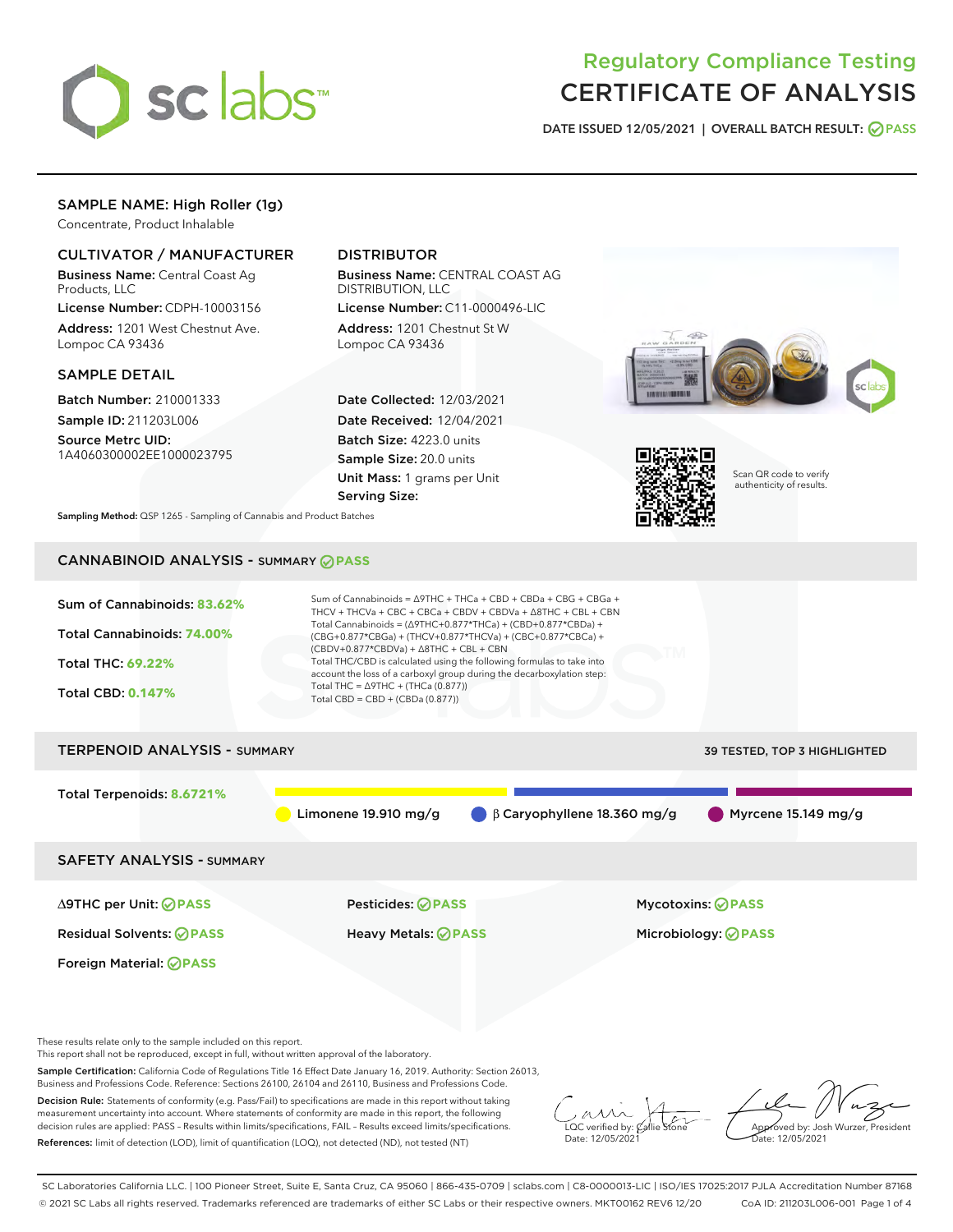# Regulatory Compliance Testing
# CERTIFICATE OF ANALYSIS

DATE ISSUED 12/05/2021 | OVERALL BATCH RESULT: PASS

## SAMPLE NAME: High Roller (1g)

Concentrate, Product Inhalable

### CULTIVATOR / MANUFACTURER

**Business Name:** Central Coast Ag Products, LLC
**License Number:** CDPH-10003156
**Address:** 1201 West Chestnut Ave. Lompoc CA 93436

### DISTRIBUTOR

**Business Name:** CENTRAL COAST AG DISTRIBUTION, LLC
**License Number:** C11-0000496-LIC
**Address:** 1201 Chestnut St W Lompoc CA 93436

### SAMPLE DETAIL

**Batch Number:** 210001333
**Sample ID:** 211203L006
**Source Metrc UID:** 1A4060300002EE1000023795

**Date Collected:** 12/03/2021
**Date Received:** 12/04/2021
**Batch Size:** 4223.0 units
**Sample Size:** 20.0 units
**Unit Mass:** 1 grams per Unit
**Serving Size:**

Scan QR code to verify authenticity of results.

**Sampling Method:** QSP 1265 - Sampling of Cannabis and Product Batches

## CANNABINOID ANALYSIS - SUMMARY PASS

Sum of Cannabinoids: **83.62%**

Total Cannabinoids: **74.00%**

Total THC: **69.22%**

Total CBD: **0.147%**

Sum of Cannabinoids = Δ9THC + THCa + CBD + CBDa + CBG + CBGa + THCV + THCVa + CBC + CBCa + CBDV + CBDVa + Δ8THC + CBL + CBN
Total Cannabinoids = (Δ9THC+0.877*THCa) + (CBD+0.877*CBDa) + (CBG+0.877*CBGa) + (THCV+0.877*THCVa) + (CBC+0.877*CBCa) + (CBDV+0.877*CBDVa) + Δ8THC + CBL + CBN
Total THC/CBD is calculated using the following formulas to take into account the loss of a carboxyl group during the decarboxylation step:
Total THC = Δ9THC + (THCa (0.877))
Total CBD = CBD + (CBDa (0.877))

## TERPENOID ANALYSIS - SUMMARY

39 TESTED, TOP 3 HIGHLIGHTED

Total Terpenoids: **8.6721%**

Limonene 19.910 mg/g | β Caryophyllene 18.360 mg/g | Myrcene 15.149 mg/g

## SAFETY ANALYSIS - SUMMARY

| | | |
|---|---|---|
| Δ9THC per Unit: PASS | Pesticides: PASS | Mycotoxins: PASS |
| Residual Solvents: PASS | Heavy Metals: PASS | Microbiology: PASS |
| Foreign Material: PASS | | |

These results relate only to the sample included on this report.
This report shall not be reproduced, except in full, without written approval of the laboratory.

**Sample Certification:** California Code of Regulations Title 16 Effect Date January 16, 2019. Authority: Section 26013, Business and Professions Code. Reference: Sections 26100, 26104 and 26110, Business and Professions Code.

**Decision Rule:** Statements of conformity (e.g. Pass/Fail) to specifications are made in this report without taking measurement uncertainty into account. Where statements of conformity are made in this report, the following decision rules are applied: PASS – Results within limits/specifications, FAIL – Results exceed limits/specifications.

**References:** limit of detection (LOD), limit of quantification (LOQ), not detected (ND), not tested (NT)

LQC verified by: Callie Stone
Date: 12/05/2021

Approved by: Josh Wurzer, President
Date: 12/05/2021

SC Laboratories California LLC. | 100 Pioneer Street, Suite E, Santa Cruz, CA 95060 | 866-435-0709 | sclabs.com | C8-0000013-LIC | ISO/IES 17025:2017 PJLA Accreditation Number 87168
© 2021 SC Labs all rights reserved. Trademarks referenced are trademarks of either SC Labs or their respective owners. MKT00162 REV6 12/20 CoA ID: 211203L006-001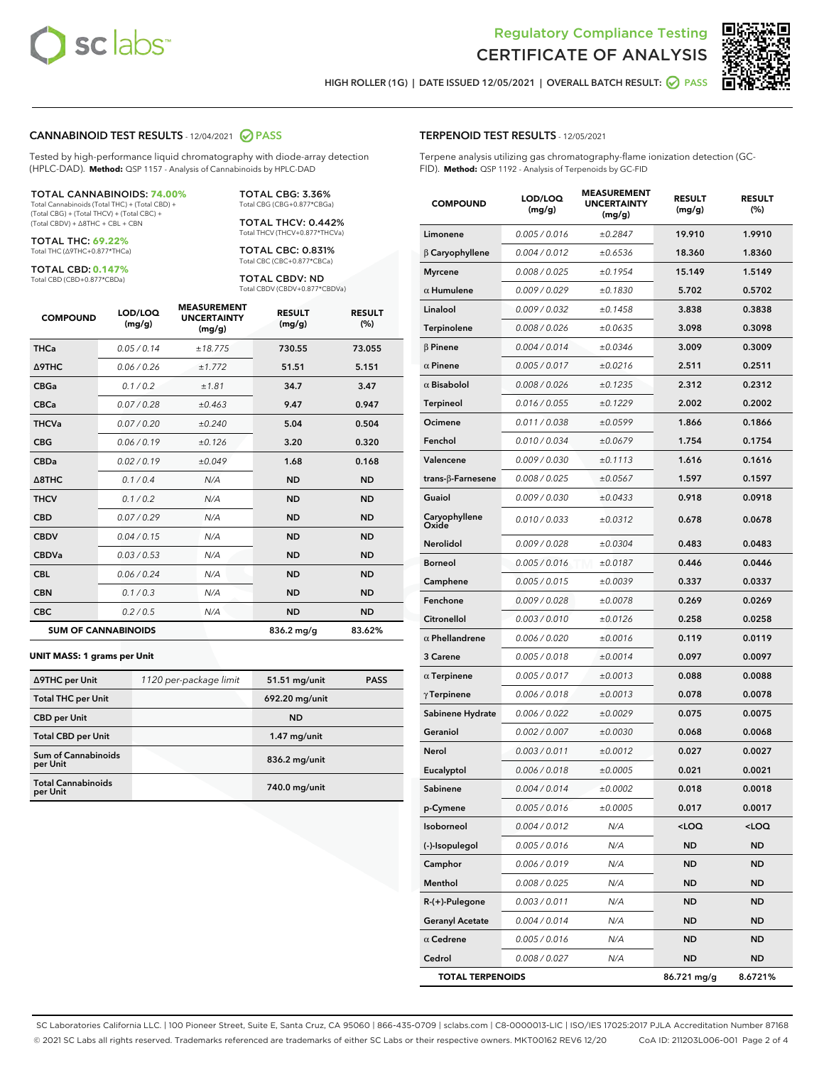Regulatory Compliance Testing
CERTIFICATE OF ANALYSIS

HIGH ROLLER (1G) | DATE ISSUED 12/05/2021 | OVERALL BATCH RESULT: PASS

## CANNABINOID TEST RESULTS - 12/04/2021 PASS

Tested by high-performance liquid chromatography with diode-array detection (HPLC-DAD). **Method:** QSP 1157 - Analysis of Cannabinoids by HPLC-DAD

**TOTAL CANNABINOIDS: 74.00%**
Total Cannabinoids (Total THC) + (Total CBD) + (Total CBG) + (Total THCV) + (Total CBC) + (Total CBDV) + Δ8THC + CBL + CBN

**TOTAL THC: 69.22%**
Total THC (Δ9THC+0.877*THCa)

**TOTAL CBD: 0.147%**
Total CBD (CBD+0.877*CBDa)

**TOTAL CBG: 3.36%**
Total CBG (CBG+0.877*CBGa)

**TOTAL THCV: 0.442%**
Total THCV (THCV+0.877*THCVa)

**TOTAL CBC: 0.831%**
Total CBC (CBC+0.877*CBCa)

**TOTAL CBDV: ND**
Total CBDV (CBDV+0.877*CBDVa)

| COMPOUND | LOD/LOQ (mg/g) | MEASUREMENT UNCERTAINTY (mg/g) | RESULT (mg/g) | RESULT (%) |
|---|---|---|---|---|
| THCa | 0.05 / 0.14 | ±18.775 | 730.55 | 73.055 |
| Δ9THC | 0.06 / 0.26 | ±1.772 | 51.51 | 5.151 |
| CBGa | 0.1 / 0.2 | ±1.81 | 34.7 | 3.47 |
| CBCa | 0.07 / 0.28 | ±0.463 | 9.47 | 0.947 |
| THCVa | 0.07 / 0.20 | ±0.240 | 5.04 | 0.504 |
| CBG | 0.06 / 0.19 | ±0.126 | 3.20 | 0.320 |
| CBDa | 0.02 / 0.19 | ±0.049 | 1.68 | 0.168 |
| Δ8THC | 0.1 / 0.4 | N/A | ND | ND |
| THCV | 0.1 / 0.2 | N/A | ND | ND |
| CBD | 0.07 / 0.29 | N/A | ND | ND |
| CBDV | 0.04 / 0.15 | N/A | ND | ND |
| CBDVa | 0.03 / 0.53 | N/A | ND | ND |
| CBL | 0.06 / 0.24 | N/A | ND | ND |
| CBN | 0.1 / 0.3 | N/A | ND | ND |
| CBC | 0.2 / 0.5 | N/A | ND | ND |
| **SUM OF CANNABINOIDS** | | | 836.2 mg/g | 83.62% |

**UNIT MASS: 1 grams per Unit**

| | | | |
|---|---|---|---|
| Δ9THC per Unit | 1120 per-package limit | 51.51 mg/unit | PASS |
| Total THC per Unit | | 692.20 mg/unit | |
| CBD per Unit | | ND | |
| Total CBD per Unit | | 1.47 mg/unit | |
| Sum of Cannabinoids per Unit | | 836.2 mg/unit | |
| Total Cannabinoids per Unit | | 740.0 mg/unit | |

## TERPENOID TEST RESULTS - 12/05/2021

Terpene analysis utilizing gas chromatography-flame ionization detection (GC-FID). **Method:** QSP 1192 - Analysis of Terpenoids by GC-FID

| COMPOUND | LOD/LOQ (mg/g) | MEASUREMENT UNCERTAINTY (mg/g) | RESULT (mg/g) | RESULT (%) |
|---|---|---|---|---|
| Limonene | 0.005 / 0.016 | ±0.2847 | 19.910 | 1.9910 |
| β Caryophyllene | 0.004 / 0.012 | ±0.6536 | 18.360 | 1.8360 |
| Myrcene | 0.008 / 0.025 | ±0.1954 | 15.149 | 1.5149 |
| α Humulene | 0.009 / 0.029 | ±0.1830 | 5.702 | 0.5702 |
| Linalool | 0.009 / 0.032 | ±0.1458 | 3.838 | 0.3838 |
| Terpinolene | 0.008 / 0.026 | ±0.0635 | 3.098 | 0.3098 |
| β Pinene | 0.004 / 0.014 | ±0.0346 | 3.009 | 0.3009 |
| α Pinene | 0.005 / 0.017 | ±0.0216 | 2.511 | 0.2511 |
| α Bisabolol | 0.008 / 0.026 | ±0.1235 | 2.312 | 0.2312 |
| Terpineol | 0.016 / 0.055 | ±0.1229 | 2.002 | 0.2002 |
| Ocimene | 0.011 / 0.038 | ±0.0599 | 1.866 | 0.1866 |
| Fenchol | 0.010 / 0.034 | ±0.0679 | 1.754 | 0.1754 |
| Valencene | 0.009 / 0.030 | ±0.1113 | 1.616 | 0.1616 |
| trans-β-Farnesene | 0.008 / 0.025 | ±0.0567 | 1.597 | 0.1597 |
| Guaiol | 0.009 / 0.030 | ±0.0433 | 0.918 | 0.0918 |
| Caryophyllene Oxide | 0.010 / 0.033 | ±0.0312 | 0.678 | 0.0678 |
| Nerolidol | 0.009 / 0.028 | ±0.0304 | 0.483 | 0.0483 |
| Borneol | 0.005 / 0.016 | ±0.0187 | 0.446 | 0.0446 |
| Camphene | 0.005 / 0.015 | ±0.0039 | 0.337 | 0.0337 |
| Fenchone | 0.009 / 0.028 | ±0.0078 | 0.269 | 0.0269 |
| Citronellol | 0.003 / 0.010 | ±0.0126 | 0.258 | 0.0258 |
| α Phellandrene | 0.006 / 0.020 | ±0.0016 | 0.119 | 0.0119 |
| 3 Carene | 0.005 / 0.018 | ±0.0014 | 0.097 | 0.0097 |
| α Terpinene | 0.005 / 0.017 | ±0.0013 | 0.088 | 0.0088 |
| γ Terpinene | 0.006 / 0.018 | ±0.0013 | 0.078 | 0.0078 |
| Sabinene Hydrate | 0.006 / 0.022 | ±0.0029 | 0.075 | 0.0075 |
| Geraniol | 0.002 / 0.007 | ±0.0030 | 0.068 | 0.0068 |
| Nerol | 0.003 / 0.011 | ±0.0012 | 0.027 | 0.0027 |
| Eucalyptol | 0.006 / 0.018 | ±0.0005 | 0.021 | 0.0021 |
| Sabinene | 0.004 / 0.014 | ±0.0002 | 0.018 | 0.0018 |
| p-Cymene | 0.005 / 0.016 | ±0.0005 | 0.017 | 0.0017 |
| Isoborneol | 0.004 / 0.012 | N/A | <LOQ | <LOQ |
| (-)-Isopulegol | 0.005 / 0.016 | N/A | ND | ND |
| Camphor | 0.006 / 0.019 | N/A | ND | ND |
| Menthol | 0.008 / 0.025 | N/A | ND | ND |
| R-(+)-Pulegone | 0.003 / 0.011 | N/A | ND | ND |
| Geranyl Acetate | 0.004 / 0.014 | N/A | ND | ND |
| α Cedrene | 0.005 / 0.016 | N/A | ND | ND |
| Cedrol | 0.008 / 0.027 | N/A | ND | ND |
| **TOTAL TERPENOIDS** | | | 86.721 mg/g | 8.6721% |

SC Laboratories California LLC. | 100 Pioneer Street, Suite E, Santa Cruz, CA 95060 | 866-435-0709 | sclabs.com | C8-0000013-LIC | ISO/IES 17025:2017 PJLA Accreditation Number 87168
© 2021 SC Labs all rights reserved. Trademarks referenced are trademarks of either SC Labs or their respective owners. MKT00162 REV6 12/20 CoA ID: 211203L006-001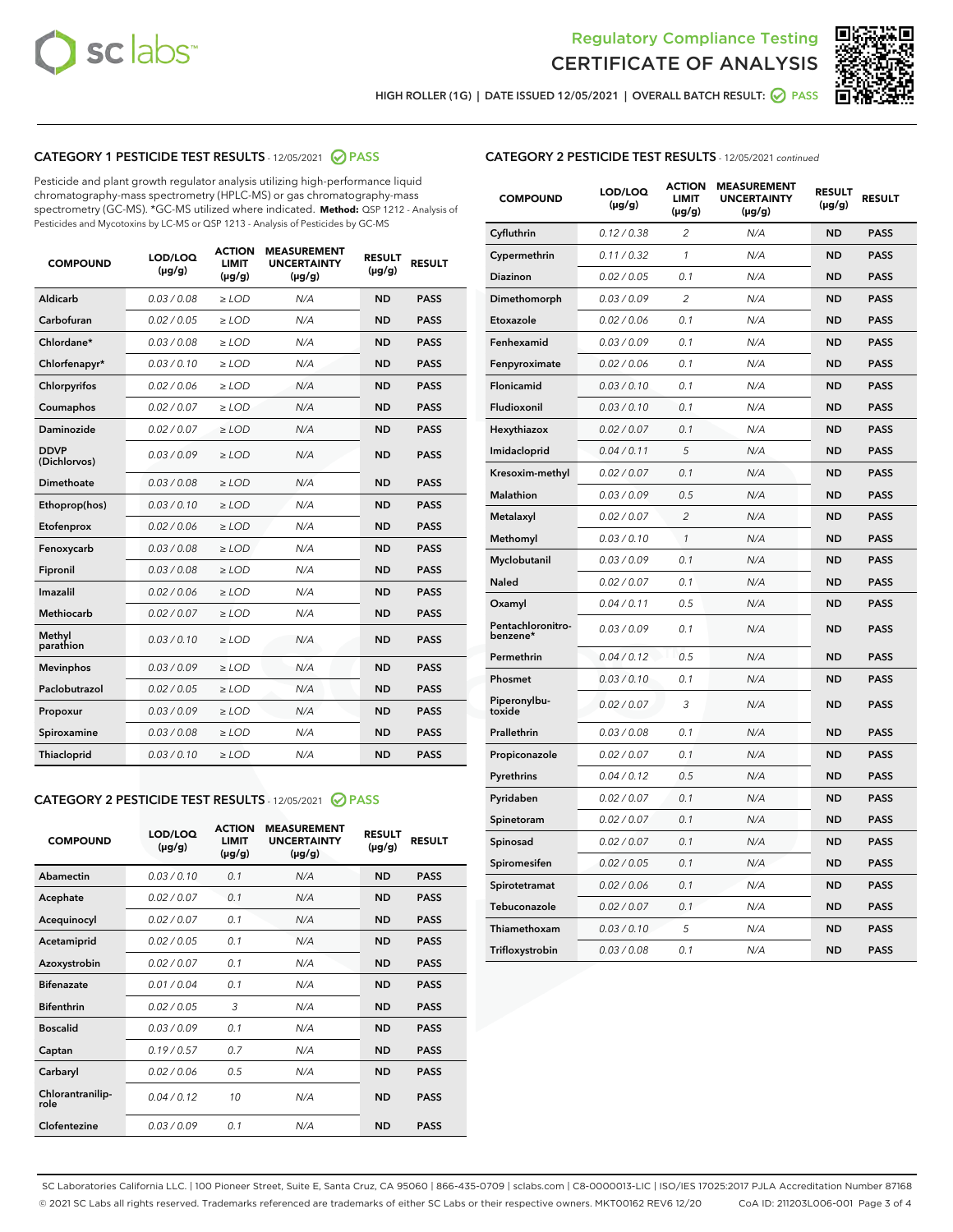# Regulatory Compliance Testing
# CERTIFICATE OF ANALYSIS

HIGH ROLLER (1G) | DATE ISSUED 12/05/2021 | OVERALL BATCH RESULT: PASS

## CATEGORY 1 PESTICIDE TEST RESULTS - 12/05/2021 PASS

Pesticide and plant growth regulator analysis utilizing high-performance liquid chromatography-mass spectrometry (HPLC-MS) or gas chromatography-mass spectrometry (GC-MS). *GC-MS utilized where indicated. **Method:** QSP 1212 - Analysis of Pesticides and Mycotoxins by LC-MS or QSP 1213 - Analysis of Pesticides by GC-MS

| COMPOUND | LOD/LOQ (µg/g) | ACTION LIMIT (µg/g) | MEASUREMENT UNCERTAINTY (µg/g) | RESULT (µg/g) | RESULT |
|---|---|---|---|---|---|
| Aldicarb | 0.03 / 0.08 | ≥ LOD | N/A | ND | PASS |
| Carbofuran | 0.02 / 0.05 | ≥ LOD | N/A | ND | PASS |
| Chlordane* | 0.03 / 0.08 | ≥ LOD | N/A | ND | PASS |
| Chlorfenapyr* | 0.03 / 0.10 | ≥ LOD | N/A | ND | PASS |
| Chlorpyrifos | 0.02 / 0.06 | ≥ LOD | N/A | ND | PASS |
| Coumaphos | 0.02 / 0.07 | ≥ LOD | N/A | ND | PASS |
| Daminozide | 0.02 / 0.07 | ≥ LOD | N/A | ND | PASS |
| DDVP (Dichlorvos) | 0.03 / 0.09 | ≥ LOD | N/A | ND | PASS |
| Dimethoate | 0.03 / 0.08 | ≥ LOD | N/A | ND | PASS |
| Ethoprop(hos) | 0.03 / 0.10 | ≥ LOD | N/A | ND | PASS |
| Etofenprox | 0.02 / 0.06 | ≥ LOD | N/A | ND | PASS |
| Fenoxycarb | 0.03 / 0.08 | ≥ LOD | N/A | ND | PASS |
| Fipronil | 0.03 / 0.08 | ≥ LOD | N/A | ND | PASS |
| Imazalil | 0.02 / 0.06 | ≥ LOD | N/A | ND | PASS |
| Methiocarb | 0.02 / 0.07 | ≥ LOD | N/A | ND | PASS |
| Methyl parathion | 0.03 / 0.10 | ≥ LOD | N/A | ND | PASS |
| Mevinphos | 0.03 / 0.09 | ≥ LOD | N/A | ND | PASS |
| Paclobutrazol | 0.02 / 0.05 | ≥ LOD | N/A | ND | PASS |
| Propoxur | 0.03 / 0.09 | ≥ LOD | N/A | ND | PASS |
| Spiroxamine | 0.03 / 0.08 | ≥ LOD | N/A | ND | PASS |
| Thiacloprid | 0.03 / 0.10 | ≥ LOD | N/A | ND | PASS |

## CATEGORY 2 PESTICIDE TEST RESULTS - 12/05/2021 PASS

| COMPOUND | LOD/LOQ (µg/g) | ACTION LIMIT (µg/g) | MEASUREMENT UNCERTAINTY (µg/g) | RESULT (µg/g) | RESULT |
|---|---|---|---|---|---|
| Abamectin | 0.03 / 0.10 | 0.1 | N/A | ND | PASS |
| Acephate | 0.02 / 0.07 | 0.1 | N/A | ND | PASS |
| Acequinocyl | 0.02 / 0.07 | 0.1 | N/A | ND | PASS |
| Acetamiprid | 0.02 / 0.05 | 0.1 | N/A | ND | PASS |
| Azoxystrobin | 0.02 / 0.07 | 0.1 | N/A | ND | PASS |
| Bifenazate | 0.01 / 0.04 | 0.1 | N/A | ND | PASS |
| Bifenthrin | 0.02 / 0.05 | 3 | N/A | ND | PASS |
| Boscalid | 0.03 / 0.09 | 0.1 | N/A | ND | PASS |
| Captan | 0.19 / 0.57 | 0.7 | N/A | ND | PASS |
| Carbaryl | 0.02 / 0.06 | 0.5 | N/A | ND | PASS |
| Chlorantraniliprole | 0.04 / 0.12 | 10 | N/A | ND | PASS |
| Clofentezine | 0.03 / 0.09 | 0.1 | N/A | ND | PASS |
| Cyfluthrin | 0.12 / 0.38 | 2 | N/A | ND | PASS |
| Cypermethrin | 0.11 / 0.32 | 1 | N/A | ND | PASS |
| Diazinon | 0.02 / 0.05 | 0.1 | N/A | ND | PASS |
| Dimethomorph | 0.03 / 0.09 | 2 | N/A | ND | PASS |
| Etoxazole | 0.02 / 0.06 | 0.1 | N/A | ND | PASS |
| Fenhexamid | 0.03 / 0.09 | 0.1 | N/A | ND | PASS |
| Fenpyroximate | 0.02 / 0.06 | 0.1 | N/A | ND | PASS |
| Flonicamid | 0.03 / 0.10 | 0.1 | N/A | ND | PASS |
| Fludioxonil | 0.03 / 0.10 | 0.1 | N/A | ND | PASS |
| Hexythiazox | 0.02 / 0.07 | 0.1 | N/A | ND | PASS |
| Imidacloprid | 0.04 / 0.11 | 5 | N/A | ND | PASS |
| Kresoxim-methyl | 0.02 / 0.07 | 0.1 | N/A | ND | PASS |
| Malathion | 0.03 / 0.09 | 0.5 | N/A | ND | PASS |
| Metalaxyl | 0.02 / 0.07 | 2 | N/A | ND | PASS |
| Methomyl | 0.03 / 0.10 | 1 | N/A | ND | PASS |
| Myclobutanil | 0.03 / 0.09 | 0.1 | N/A | ND | PASS |
| Naled | 0.02 / 0.07 | 0.1 | N/A | ND | PASS |
| Oxamyl | 0.04 / 0.11 | 0.5 | N/A | ND | PASS |
| Pentachloronitrobenzene* | 0.03 / 0.09 | 0.1 | N/A | ND | PASS |
| Permethrin | 0.04 / 0.12 | 0.5 | N/A | ND | PASS |
| Phosmet | 0.03 / 0.10 | 0.1 | N/A | ND | PASS |
| Piperonylbutoxide | 0.02 / 0.07 | 3 | N/A | ND | PASS |
| Prallethrin | 0.03 / 0.08 | 0.1 | N/A | ND | PASS |
| Propiconazole | 0.02 / 0.07 | 0.1 | N/A | ND | PASS |
| Pyrethrins | 0.04 / 0.12 | 0.5 | N/A | ND | PASS |
| Pyridaben | 0.02 / 0.07 | 0.1 | N/A | ND | PASS |
| Spinetoram | 0.02 / 0.07 | 0.1 | N/A | ND | PASS |
| Spinosad | 0.02 / 0.07 | 0.1 | N/A | ND | PASS |
| Spiromesifen | 0.02 / 0.05 | 0.1 | N/A | ND | PASS |
| Spirotetramat | 0.02 / 0.06 | 0.1 | N/A | ND | PASS |
| Tebuconazole | 0.02 / 0.07 | 0.1 | N/A | ND | PASS |
| Thiamethoxam | 0.03 / 0.10 | 5 | N/A | ND | PASS |
| Trifloxystrobin | 0.03 / 0.08 | 0.1 | N/A | ND | PASS |

SC Laboratories California LLC. | 100 Pioneer Street, Suite E, Santa Cruz, CA 95060 | 866-435-0709 | sclabs.com | C8-0000013-LIC | ISO/IES 17025:2017 PJLA Accreditation Number 87168
© 2021 SC Labs all rights reserved. Trademarks referenced are trademarks of either SC Labs or their respective owners. MKT00162 REV6 12/20 CoA ID: 211203L006-001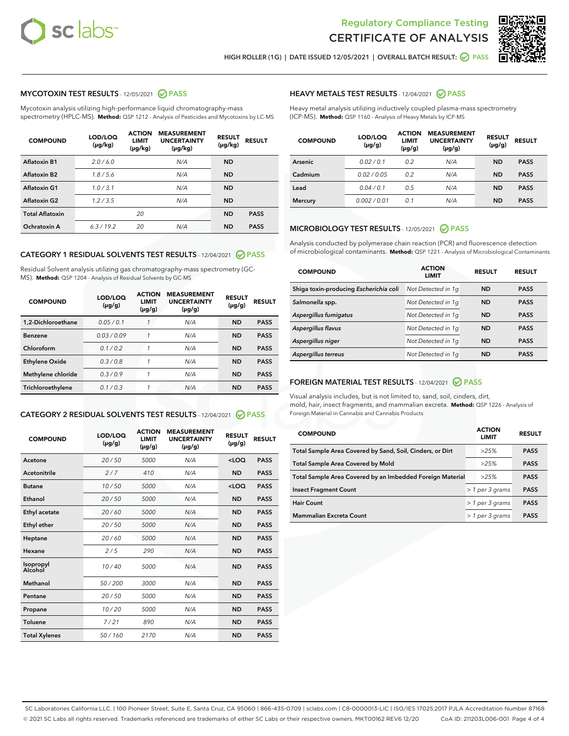Regulatory Compliance Testing
# CERTIFICATE OF ANALYSIS

HIGH ROLLER (1G) | DATE ISSUED 12/05/2021 | OVERALL BATCH RESULT: PASS

## MYCOTOXIN TEST RESULTS - 12/05/2021 PASS

Mycotoxin analysis utilizing high-performance liquid chromatography-mass spectrometry (HPLC-MS). **Method:** QSP 1212 - Analysis of Pesticides and Mycotoxins by LC-MS

| COMPOUND | LOD/LOQ (µg/kg) | ACTION LIMIT (µg/kg) | MEASUREMENT UNCERTAINTY (µg/kg) | RESULT (µg/kg) | RESULT |
|---|---|---|---|---|---|
| Aflatoxin B1 | 2.0 / 6.0 | | N/A | ND | |
| Aflatoxin B2 | 1.8 / 5.6 | | N/A | ND | |
| Aflatoxin G1 | 1.0 / 3.1 | | N/A | ND | |
| Aflatoxin G2 | 1.2 / 3.5 | | N/A | ND | |
| Total Aflatoxin | | 20 | | ND | PASS |
| Ochratoxin A | 6.3 / 19.2 | 20 | N/A | ND | PASS |

## CATEGORY 1 RESIDUAL SOLVENTS TEST RESULTS - 12/04/2021 PASS

Residual Solvent analysis utilizing gas chromatography-mass spectrometry (GC-MS). **Method:** QSP 1204 - Analysis of Residual Solvents by GC-MS

| COMPOUND | LOD/LOQ (µg/g) | ACTION LIMIT (µg/g) | MEASUREMENT UNCERTAINTY (µg/g) | RESULT (µg/g) | RESULT |
|---|---|---|---|---|---|
| 1,2-Dichloroethane | 0.05 / 0.1 | 1 | N/A | ND | PASS |
| Benzene | 0.03 / 0.09 | 1 | N/A | ND | PASS |
| Chloroform | 0.1 / 0.2 | 1 | N/A | ND | PASS |
| Ethylene Oxide | 0.3 / 0.8 | 1 | N/A | ND | PASS |
| Methylene chloride | 0.3 / 0.9 | 1 | N/A | ND | PASS |
| Trichloroethylene | 0.1 / 0.3 | 1 | N/A | ND | PASS |

## CATEGORY 2 RESIDUAL SOLVENTS TEST RESULTS - 12/04/2021 PASS

| COMPOUND | LOD/LOQ (µg/g) | ACTION LIMIT (µg/g) | MEASUREMENT UNCERTAINTY (µg/g) | RESULT (µg/g) | RESULT |
|---|---|---|---|---|---|
| Acetone | 20 / 50 | 5000 | N/A | <LOQ | PASS |
| Acetonitrile | 2 / 7 | 410 | N/A | ND | PASS |
| Butane | 10 / 50 | 5000 | N/A | <LOQ | PASS |
| Ethanol | 20 / 50 | 5000 | N/A | ND | PASS |
| Ethyl acetate | 20 / 60 | 5000 | N/A | ND | PASS |
| Ethyl ether | 20 / 50 | 5000 | N/A | ND | PASS |
| Heptane | 20 / 60 | 5000 | N/A | ND | PASS |
| Hexane | 2 / 5 | 290 | N/A | ND | PASS |
| Isopropyl Alcohol | 10 / 40 | 5000 | N/A | ND | PASS |
| Methanol | 50 / 200 | 3000 | N/A | ND | PASS |
| Pentane | 20 / 50 | 5000 | N/A | ND | PASS |
| Propane | 10 / 20 | 5000 | N/A | ND | PASS |
| Toluene | 7 / 21 | 890 | N/A | ND | PASS |
| Total Xylenes | 50 / 160 | 2170 | N/A | ND | PASS |

## HEAVY METALS TEST RESULTS - 12/04/2021 PASS

Heavy metal analysis utilizing inductively coupled plasma-mass spectrometry (ICP-MS). **Method:** QSP 1160 - Analysis of Heavy Metals by ICP-MS

| COMPOUND | LOD/LOQ (µg/g) | ACTION LIMIT (µg/g) | MEASUREMENT UNCERTAINTY (µg/g) | RESULT (µg/g) | RESULT |
|---|---|---|---|---|---|
| Arsenic | 0.02 / 0.1 | 0.2 | N/A | ND | PASS |
| Cadmium | 0.02 / 0.05 | 0.2 | N/A | ND | PASS |
| Lead | 0.04 / 0.1 | 0.5 | N/A | ND | PASS |
| Mercury | 0.002 / 0.01 | 0.1 | N/A | ND | PASS |

## MICROBIOLOGY TEST RESULTS - 12/05/2021 PASS

Analysis conducted by polymerase chain reaction (PCR) and fluorescence detection of microbiological contaminants. **Method:** QSP 1221 - Analysis of Microbiological Contaminants

| COMPOUND | ACTION LIMIT | RESULT | RESULT |
|---|---|---|---|
| Shiga toxin-producing *Escherichia coli* | Not Detected in 1g | ND | PASS |
| *Salmonella* spp. | Not Detected in 1g | ND | PASS |
| *Aspergillus fumigatus* | Not Detected in 1g | ND | PASS |
| *Aspergillus flavus* | Not Detected in 1g | ND | PASS |
| *Aspergillus niger* | Not Detected in 1g | ND | PASS |
| *Aspergillus terreus* | Not Detected in 1g | ND | PASS |

## FOREIGN MATERIAL TEST RESULTS - 12/04/2021 PASS

Visual analysis includes, but is not limited to, sand, soil, cinders, dirt, mold, hair, insect fragments, and mammalian excreta. **Method:** QSP 1226 - Analysis of Foreign Material in Cannabis and Cannabis Products

| COMPOUND | ACTION LIMIT | RESULT |
|---|---|---|
| Total Sample Area Covered by Sand, Soil, Cinders, or Dirt | >25% | PASS |
| Total Sample Area Covered by Mold | >25% | PASS |
| Total Sample Area Covered by an Imbedded Foreign Material | >25% | PASS |
| Insect Fragment Count | > 1 per 3 grams | PASS |
| Hair Count | > 1 per 3 grams | PASS |
| Mammalian Excreta Count | > 1 per 3 grams | PASS |

SC Laboratories California LLC. | 100 Pioneer Street, Suite E, Santa Cruz, CA 95060 | 866-435-0709 | sclabs.com | C8-0000013-LIC | ISO/IES 17025:2017 PJLA Accreditation Number 87168
© 2021 SC Labs all rights reserved. Trademarks referenced are trademarks of either SC Labs or their respective owners. MKT00162 REV6 12/20 CoA ID: 211203L006-001